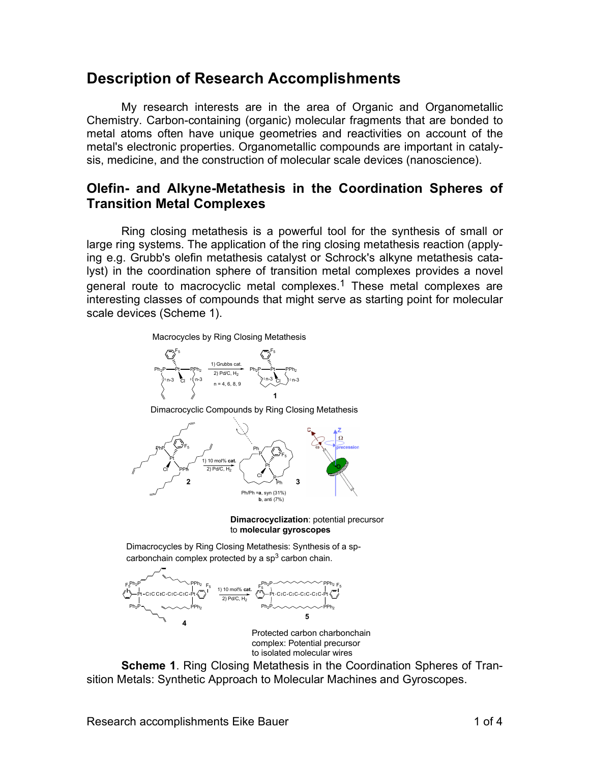# Description of Research Accomplishments

My research interests are in the area of Organic and Organometallic Chemistry. Carbon-containing (organic) molecular fragments that are bonded to metal atoms often have unique geometries and reactivities on account of the metal's electronic properties. Organometallic compounds are important in catalysis, medicine, and the construction of molecular scale devices (nanoscience).

## Olefin- and Alkyne-Metathesis in the Coordination Spheres of Transition Metal Complexes

Ring closing metathesis is a powerful tool for the synthesis of small or large ring systems. The application of the ring closing metathesis reaction (applying e.g. Grubb's olefin metathesis catalyst or Schrock's alkyne metathesis catalyst) in the coordination sphere of transition metal complexes provides a novel general route to macrocyclic metal complexes.[1] These metal complexes are interesting classes of compounds that might serve as starting point for molecular scale devices (Scheme 1).

Macrocycles by Ring Closing Metathesis

1) Grubbs cat. 2) Pd/C, $H_2$; n = 4, 6, 8, 9 → **1**

Dimacrocyclic Compounds by Ring Closing Metathesis

**2** → 1) 10 mol% **cat.** 2) Pd/C, $H_2$ → **3**

Ph/Ph = **a**, syn (31%); **b**, anti (7%)

**Dimacrocyclization**: potential precursor to **molecular gyroscopes**

Dimacrocycles by Ring Closing Metathesis: Synthesis of a sp-carbonchain complex protected by a $sp^3$ carbon chain.

**4** → 1) 10 mol% **cat.** 2) Pd/C, $H_2$ → **5**

Protected carbon charbonchain complex: Potential precursor to isolated molecular wires

**Scheme 1**. Ring Closing Metathesis in the Coordination Spheres of Transition Metals: Synthetic Approach to Molecular Machines and Gyroscopes.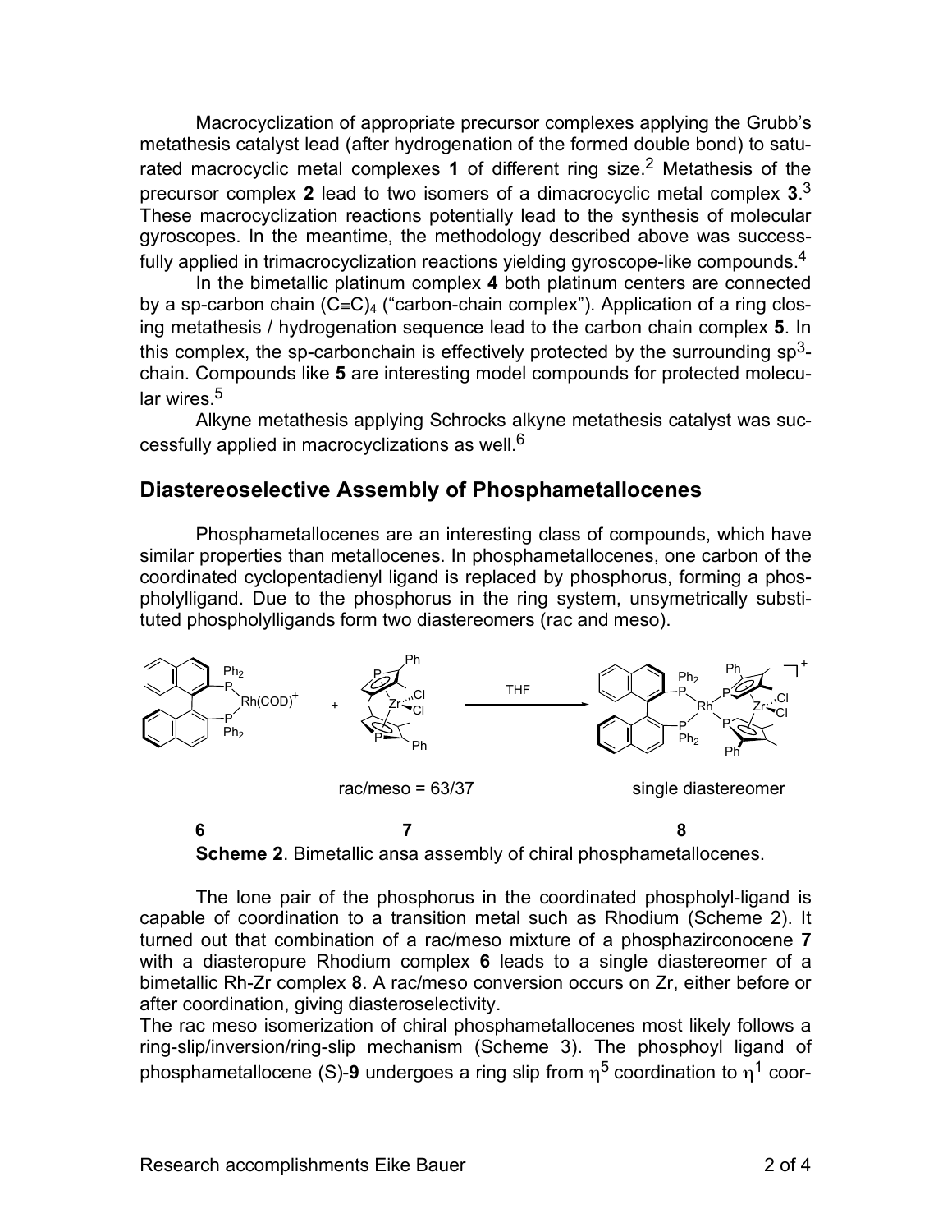Macrocyclization of appropriate precursor complexes applying the Grubb's metathesis catalyst lead (after hydrogenation of the formed double bond) to saturated macrocyclic metal complexes **1** of different ring size.[2] Metathesis of the precursor complex **2** lead to two isomers of a dimacrocyclic metal complex **3**.[3] These macrocyclization reactions potentially lead to the synthesis of molecular gyroscopes. In the meantime, the methodology described above was successfully applied in trimacrocyclization reactions yielding gyroscope-like compounds.[4]

In the bimetallic platinum complex **4** both platinum centers are connected by a sp-carbon chain $(C{\equiv}C)_4$ ("carbon-chain complex"). Application of a ring closing metathesis / hydrogenation sequence lead to the carbon chain complex **5**. In this complex, the sp-carbonchain is effectively protected by the surrounding $sp^3$-chain. Compounds like **5** are interesting model compounds for protected molecular wires.[5]

Alkyne metathesis applying Schrocks alkyne metathesis catalyst was successfully applied in macrocyclizations as well.[6]

## Diastereoselective Assembly of Phosphametallocenes

Phosphametallocenes are an interesting class of compounds, which have similar properties than metallocenes. In phosphametallocenes, one carbon of the coordinated cyclopentadienyl ligand is replaced by phosphorus, forming a phospholylligand. Due to the phosphorus in the ring system, unsymetrically substituted phospholylligands form two diastereomers (rac and meso).

rac/meso = 63/37 single diastereomer

**6** **7** **8**

**Scheme 2**. Bimetallic ansa assembly of chiral phosphametallocenes.

The lone pair of the phosphorus in the coordinated phospholyl-ligand is capable of coordination to a transition metal such as Rhodium (Scheme 2). It turned out that combination of a rac/meso mixture of a phosphazirconocene **7** with a diasteropure Rhodium complex **6** leads to a single diastereomer of a bimetallic Rh-Zr complex **8**. A rac/meso conversion occurs on Zr, either before or after coordination, giving diasteroselectivity.

The rac meso isomerization of chiral phosphametallocenes most likely follows a ring-slip/inversion/ring-slip mechanism (Scheme 3). The phosphoyl ligand of phosphametallocene (S)-**9** undergoes a ring slip from $\eta^5$ coordination to $\eta^1$ coor-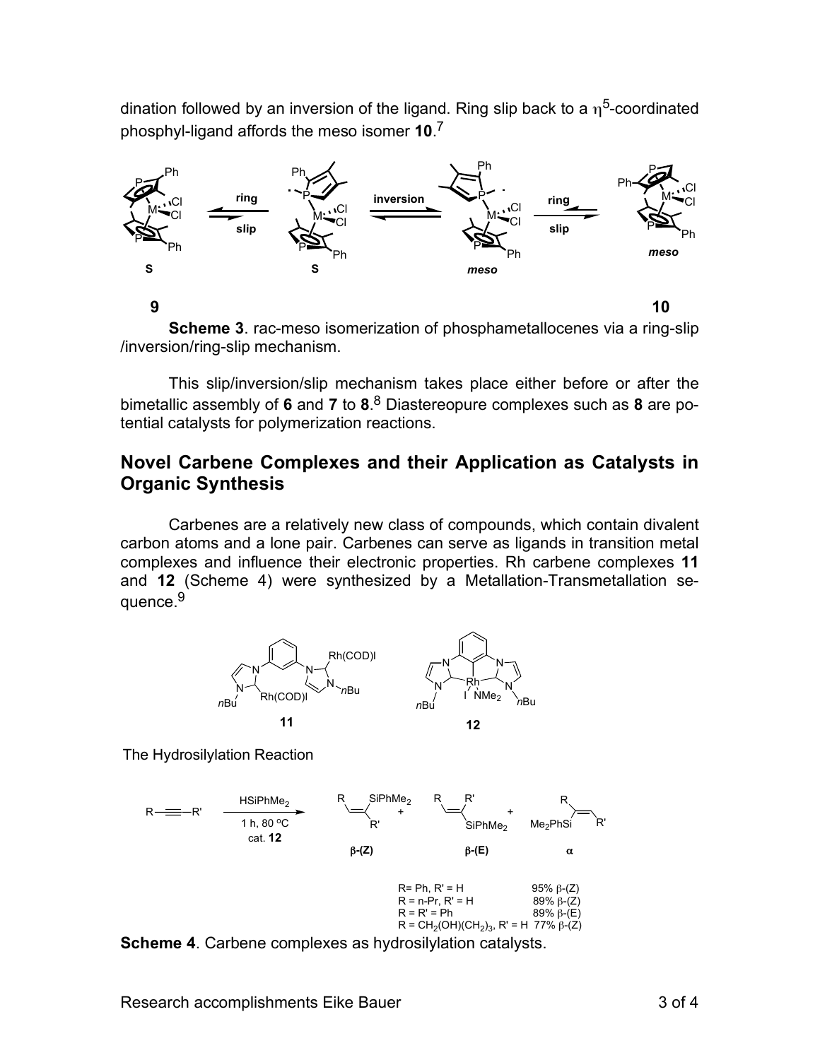dination followed by an inversion of the ligand. Ring slip back to a $\eta^5$-coordinated phosphyl-ligand affords the meso isomer **10**.[7]

**Scheme 3**. rac-meso isomerization of phosphametallocenes via a ring-slip /inversion/ring-slip mechanism.

This slip/inversion/slip mechanism takes place either before or after the bimetallic assembly of **6** and **7** to **8**.[8] Diastereopure complexes such as **8** are potential catalysts for polymerization reactions.

## Novel Carbene Complexes and their Application as Catalysts in Organic Synthesis

Carbenes are a relatively new class of compounds, which contain divalent carbon atoms and a lone pair. Carbenes can serve as ligands in transition metal complexes and influence their electronic properties. Rh carbene complexes **11** and **12** (Scheme 4) were synthesized by a Metallation-Transmetallation sequence.[9]

The Hydrosilylation Reaction

| | |
|---|---|
| R= Ph, R' = H | 95% β-(Z) |
| R = n-Pr, R' = H | 89% β-(Z) |
| R = R' = Ph | 89% β-(E) |
| R = $CH_2(OH)(CH_2)_3$, R' = H | 77% β-(Z) |

**Scheme 4**. Carbene complexes as hydrosilylation catalysts.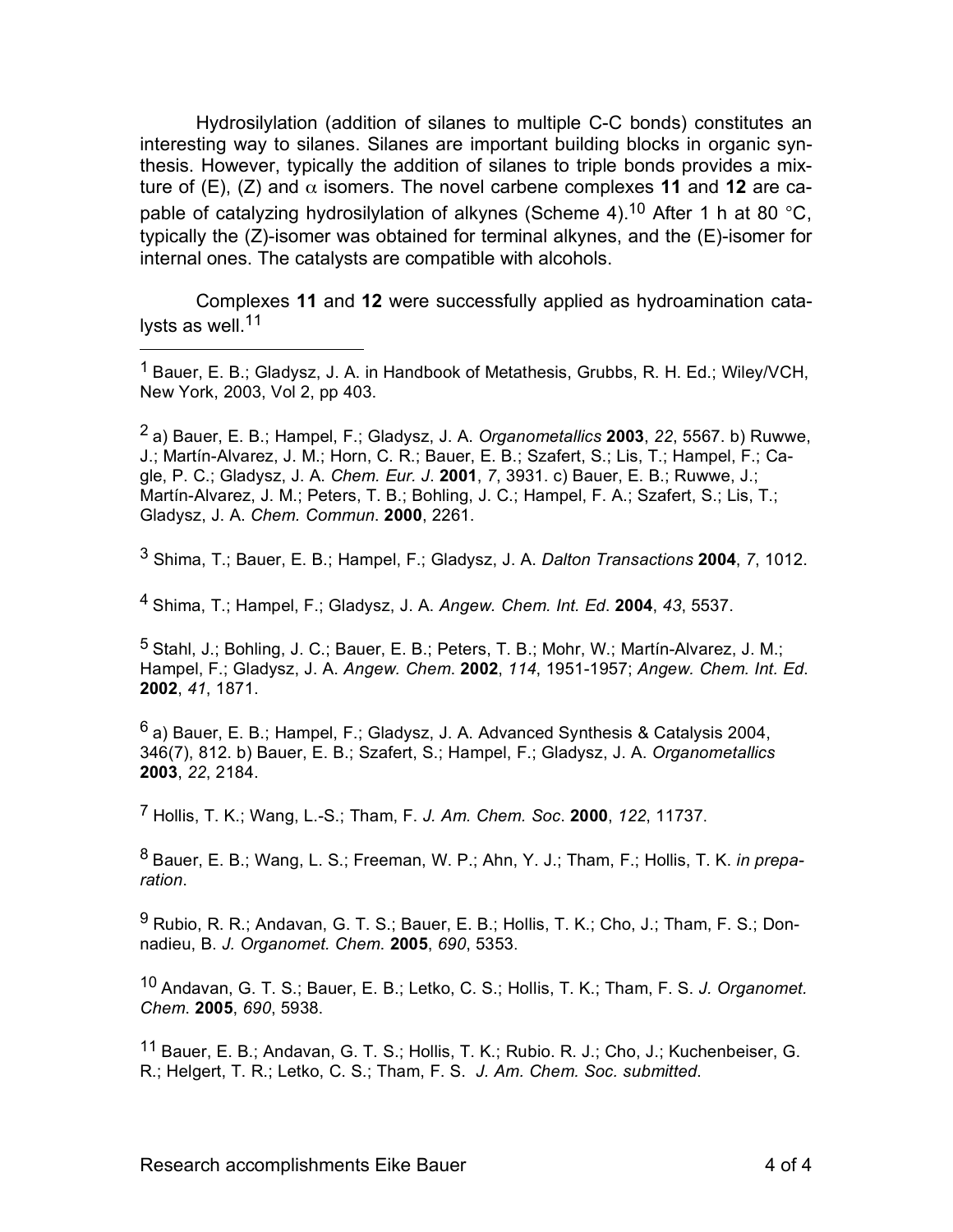Hydrosilylation (addition of silanes to multiple C-C bonds) constitutes an interesting way to silanes. Silanes are important building blocks in organic synthesis. However, typically the addition of silanes to triple bonds provides a mixture of (E), (Z) and $\alpha$ isomers. The novel carbene complexes **11** and **12** are capable of catalyzing hydrosilylation of alkynes (Scheme 4).[10] After 1 h at 80 °C, typically the (Z)-isomer was obtained for terminal alkynes, and the (E)-isomer for internal ones. The catalysts are compatible with alcohols.

Complexes **11** and **12** were successfully applied as hydroamination catalysts as well.[11]

---

[1] Bauer, E. B.; Gladysz, J. A. in Handbook of Metathesis, Grubbs, R. H. Ed.; Wiley/VCH, New York, 2003, Vol 2, pp 403.

[2] a) Bauer, E. B.; Hampel, F.; Gladysz, J. A. *Organometallics* **2003**, *22*, 5567. b) Ruwwe, J.; Martín-Alvarez, J. M.; Horn, C. R.; Bauer, E. B.; Szafert, S.; Lis, T.; Hampel, F.; Cagle, P. C.; Gladysz, J. A. *Chem. Eur. J.* **2001**, *7*, 3931. c) Bauer, E. B.; Ruwwe, J.; Martín-Alvarez, J. M.; Peters, T. B.; Bohling, J. C.; Hampel, F. A.; Szafert, S.; Lis, T.; Gladysz, J. A. *Chem. Commun.* **2000**, 2261.

[3] Shima, T.; Bauer, E. B.; Hampel, F.; Gladysz, J. A. *Dalton Transactions* **2004**, *7*, 1012.

[4] Shima, T.; Hampel, F.; Gladysz, J. A. *Angew. Chem. Int. Ed.* **2004**, *43*, 5537.

[5] Stahl, J.; Bohling, J. C.; Bauer, E. B.; Peters, T. B.; Mohr, W.; Martín-Alvarez, J. M.; Hampel, F.; Gladysz, J. A. *Angew. Chem.* **2002**, *114*, 1951-1957; *Angew. Chem. Int. Ed.* **2002**, *41*, 1871.

[6] a) Bauer, E. B.; Hampel, F.; Gladysz, J. A. Advanced Synthesis & Catalysis 2004, 346(7), 812. b) Bauer, E. B.; Szafert, S.; Hampel, F.; Gladysz, J. A. *Organometallics* **2003**, *22*, 2184.

[7] Hollis, T. K.; Wang, L.-S.; Tham, F. *J. Am. Chem. Soc.* **2000**, *122*, 11737.

[8] Bauer, E. B.; Wang, L. S.; Freeman, W. P.; Ahn, Y. J.; Tham, F.; Hollis, T. K. *in preparation*.

[9] Rubio, R. R.; Andavan, G. T. S.; Bauer, E. B.; Hollis, T. K.; Cho, J.; Tham, F. S.; Donnadieu, B. *J. Organomet. Chem.* **2005**, *690*, 5353.

[10] Andavan, G. T. S.; Bauer, E. B.; Letko, C. S.; Hollis, T. K.; Tham, F. S. *J. Organomet. Chem.* **2005**, *690*, 5938.

[11] Bauer, E. B.; Andavan, G. T. S.; Hollis, T. K.; Rubio. R. J.; Cho, J.; Kuchenbeiser, G. R.; Helgert, T. R.; Letko, C. S.; Tham, F. S. *J. Am. Chem. Soc. submitted*.